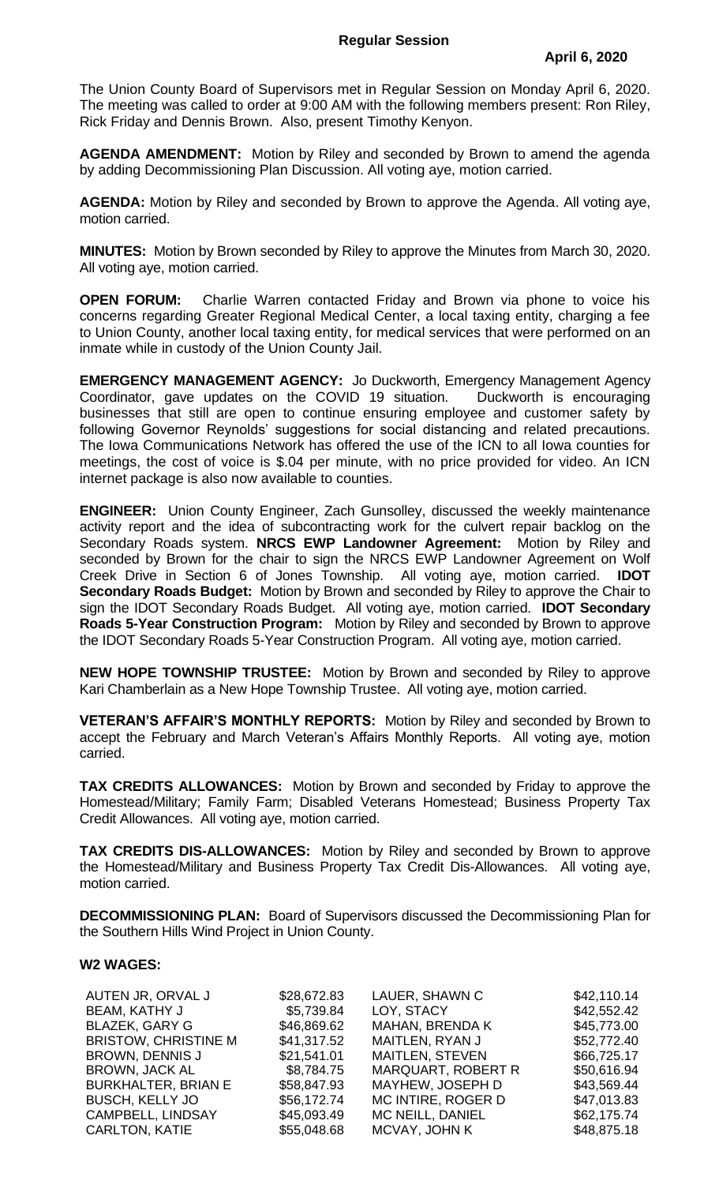## Regular Session

**April 6, 2020**

The Union County Board of Supervisors met in Regular Session on Monday April 6, 2020. The meeting was called to order at 9:00 AM with the following members present: Ron Riley, Rick Friday and Dennis Brown. Also, present Timothy Kenyon.

**AGENDA AMENDMENT:** Motion by Riley and seconded by Brown to amend the agenda by adding Decommissioning Plan Discussion. All voting aye, motion carried.

**AGENDA:** Motion by Riley and seconded by Brown to approve the Agenda. All voting aye, motion carried.

**MINUTES:** Motion by Brown seconded by Riley to approve the Minutes from March 30, 2020. All voting aye, motion carried.

**OPEN FORUM:** Charlie Warren contacted Friday and Brown via phone to voice his concerns regarding Greater Regional Medical Center, a local taxing entity, charging a fee to Union County, another local taxing entity, for medical services that were performed on an inmate while in custody of the Union County Jail.

**EMERGENCY MANAGEMENT AGENCY:** Jo Duckworth, Emergency Management Agency Coordinator, gave updates on the COVID 19 situation. Duckworth is encouraging businesses that still are open to continue ensuring employee and customer safety by following Governor Reynolds' suggestions for social distancing and related precautions. The Iowa Communications Network has offered the use of the ICN to all Iowa counties for meetings, the cost of voice is $.04 per minute, with no price provided for video. An ICN internet package is also now available to counties.

**ENGINEER:** Union County Engineer, Zach Gunsolley, discussed the weekly maintenance activity report and the idea of subcontracting work for the culvert repair backlog on the Secondary Roads system. **NRCS EWP Landowner Agreement:** Motion by Riley and seconded by Brown for the chair to sign the NRCS EWP Landowner Agreement on Wolf Creek Drive in Section 6 of Jones Township. All voting aye, motion carried. **IDOT Secondary Roads Budget:** Motion by Brown and seconded by Riley to approve the Chair to sign the IDOT Secondary Roads Budget. All voting aye, motion carried. **IDOT Secondary Roads 5-Year Construction Program:** Motion by Riley and seconded by Brown to approve the IDOT Secondary Roads 5-Year Construction Program. All voting aye, motion carried.

**NEW HOPE TOWNSHIP TRUSTEE:** Motion by Brown and seconded by Riley to approve Kari Chamberlain as a New Hope Township Trustee. All voting aye, motion carried.

**VETERAN'S AFFAIR'S MONTHLY REPORTS:** Motion by Riley and seconded by Brown to accept the February and March Veteran's Affairs Monthly Reports. All voting aye, motion carried.

**TAX CREDITS ALLOWANCES:** Motion by Brown and seconded by Friday to approve the Homestead/Military; Family Farm; Disabled Veterans Homestead; Business Property Tax Credit Allowances. All voting aye, motion carried.

**TAX CREDITS DIS-ALLOWANCES:** Motion by Riley and seconded by Brown to approve the Homestead/Military and Business Property Tax Credit Dis-Allowances. All voting aye, motion carried.

**DECOMMISSIONING PLAN:** Board of Supervisors discussed the Decommissioning Plan for the Southern Hills Wind Project in Union County.

**W2 WAGES:**

| Name | Wages | Name | Wages |
|---|---|---|---|
| AUTEN JR, ORVAL J | $28,672.83 | LAUER, SHAWN C | $42,110.14 |
| BEAM, KATHY J | $5,739.84 | LOY, STACY | $42,552.42 |
| BLAZEK, GARY G | $46,869.62 | MAHAN, BRENDA K | $45,773.00 |
| BRISTOW, CHRISTINE M | $41,317.52 | MAITLEN, RYAN J | $52,772.40 |
| BROWN, DENNIS J | $21,541.01 | MAITLEN, STEVEN | $66,725.17 |
| BROWN, JACK AL | $8,784.75 | MARQUART, ROBERT R | $50,616.94 |
| BURKHALTER, BRIAN E | $58,847.93 | MAYHEW, JOSEPH D | $43,569.44 |
| BUSCH, KELLY JO | $56,172.74 | MC INTIRE, ROGER D | $47,013.83 |
| CAMPBELL, LINDSAY | $45,093.49 | MC NEILL, DANIEL | $62,175.74 |
| CARLTON, KATIE | $55,048.68 | MCVAY, JOHN K | $48,875.18 |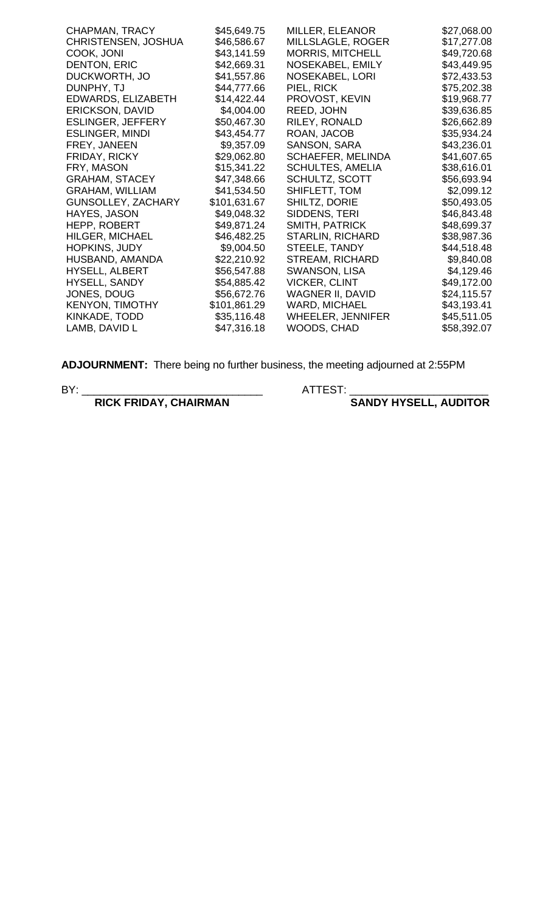| | | | |
|---|---|---|---|
| CHAPMAN, TRACY | $45,649.75 | MILLER, ELEANOR | $27,068.00 |
| CHRISTENSEN, JOSHUA | $46,586.67 | MILLSLAGLE, ROGER | $17,277.08 |
| COOK, JONI | $43,141.59 | MORRIS, MITCHELL | $49,720.68 |
| DENTON, ERIC | $42,669.31 | NOSEKABEL, EMILY | $43,449.95 |
| DUCKWORTH, JO | $41,557.86 | NOSEKABEL, LORI | $72,433.53 |
| DUNPHY, TJ | $44,777.66 | PIEL, RICK | $75,202.38 |
| EDWARDS, ELIZABETH | $14,422.44 | PROVOST, KEVIN | $19,968.77 |
| ERICKSON, DAVID | $4,004.00 | REED, JOHN | $39,636.85 |
| ESLINGER, JEFFERY | $50,467.30 | RILEY, RONALD | $26,662.89 |
| ESLINGER, MINDI | $43,454.77 | ROAN, JACOB | $35,934.24 |
| FREY, JANEEN | $9,357.09 | SANSON, SARA | $43,236.01 |
| FRIDAY, RICKY | $29,062.80 | SCHAEFER, MELINDA | $41,607.65 |
| FRY, MASON | $15,341.22 | SCHULTES, AMELIA | $38,616.01 |
| GRAHAM, STACEY | $47,348.66 | SCHULTZ, SCOTT | $56,693.94 |
| GRAHAM, WILLIAM | $41,534.50 | SHIFLETT, TOM | $2,099.12 |
| GUNSOLLEY, ZACHARY | $101,631.67 | SHILTZ, DORIE | $50,493.05 |
| HAYES, JASON | $49,048.32 | SIDDENS, TERI | $46,843.48 |
| HEPP, ROBERT | $49,871.24 | SMITH, PATRICK | $48,699.37 |
| HILGER, MICHAEL | $46,482.25 | STARLIN, RICHARD | $38,987.36 |
| HOPKINS, JUDY | $9,004.50 | STEELE, TANDY | $44,518.48 |
| HUSBAND, AMANDA | $22,210.92 | STREAM, RICHARD | $9,840.08 |
| HYSELL, ALBERT | $56,547.88 | SWANSON, LISA | $4,129.46 |
| HYSELL, SANDY | $54,885.42 | VICKER, CLINT | $49,172.00 |
| JONES, DOUG | $56,672.76 | WAGNER II, DAVID | $24,115.57 |
| KENYON, TIMOTHY | $101,861.29 | WARD, MICHAEL | $43,193.41 |
| KINKADE, TODD | $35,116.48 | WHEELER, JENNIFER | $45,511.05 |
| LAMB, DAVID L | $47,316.18 | WOODS, CHAD | $58,392.07 |

**ADJOURNMENT:** There being no further business, the meeting adjourned at 2:55PM

BY: ______________________________ ATTEST: ______________________

**RICK FRIDAY, CHAIRMAN** **SANDY HYSELL, AUDITOR**